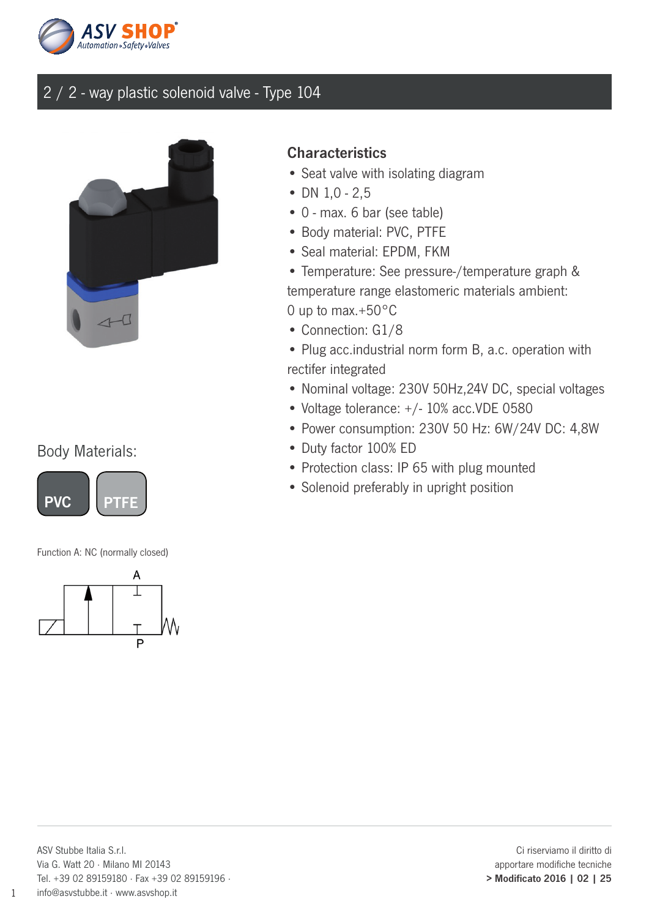# 2 / 2 - way plastic solenoid valve - Type 104

## Characteristics

- Seat valve with isolating diagram
- DN 1,0 - 2,5
- 0 - max. 6 bar (see table)
- Body material: PVC, PTFE
- Seal material: EPDM, FKM
- Temperature: See pressure-/temperature graph & temperature range elastomeric materials ambient: 0 up to max.+50°C
- Connection: G1/8
- Plug acc.industrial norm form B, a.c. operation with rectifer integrated
- Nominal voltage: 230V 50Hz,24V DC, special voltages
- Voltage tolerance: +/- 10% acc.VDE 0580
- Power consumption: 230V 50 Hz: 6W/24V DC: 4,8W
- Duty factor 100% ED
- Protection class: IP 65 with plug mounted
- Solenoid preferably in upright position

Body Materials:

**PVC** **PTFE**

Function A: NC (normally closed)

A

P

ASV Stubbe Italia S.r.l.
Via G. Watt 20 · Milano MI 20143
Tel. +39 02 89159180 · Fax +39 02 89159196 ·
info@asvstubbe.it · www.asvshop.it

Ci riserviamo il diritto di
apportare modifiche tecniche
**> Modificato 2016 | 02 | 25**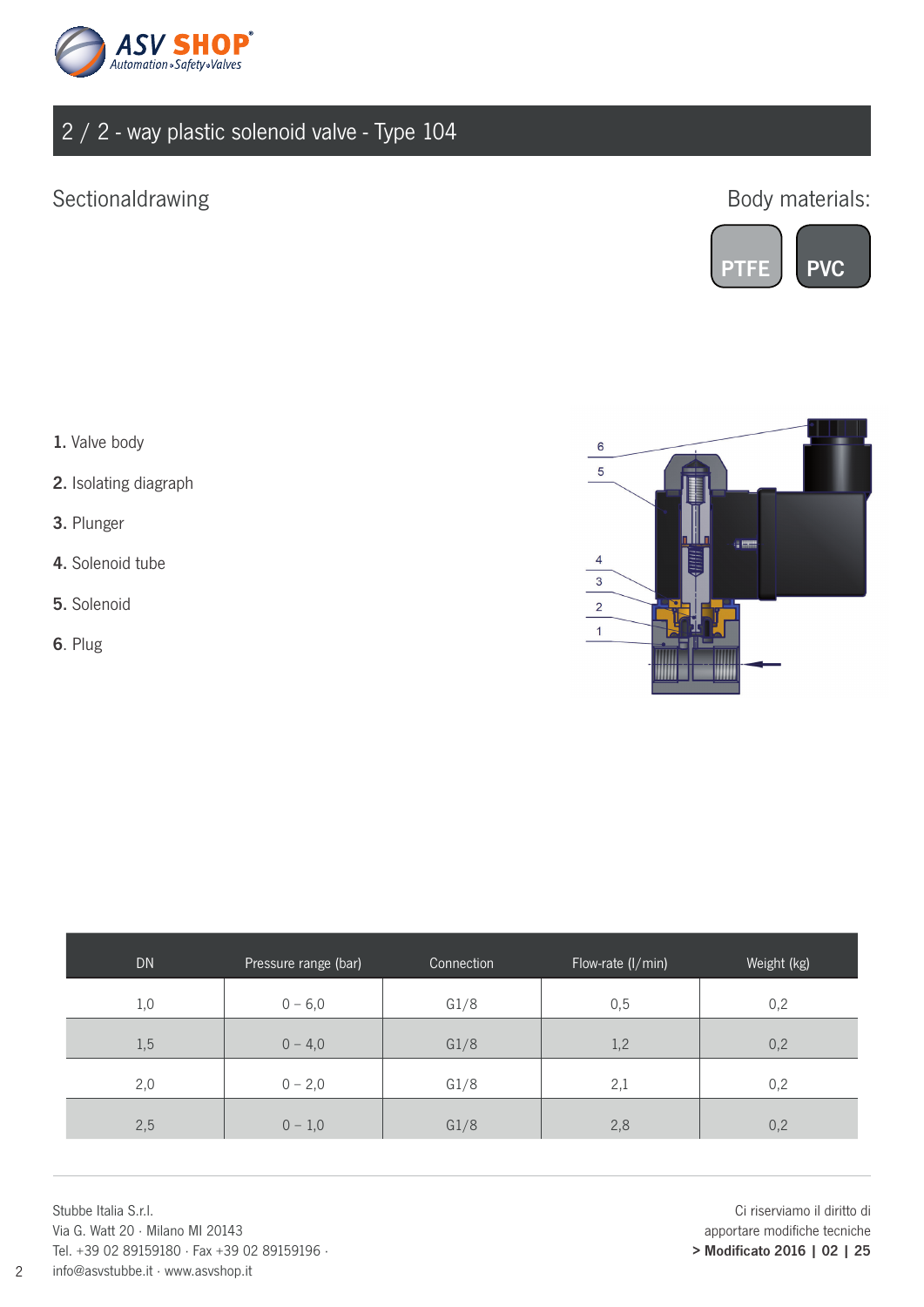# 2 / 2 - way plastic solenoid valve - Type 104

## Sectionaldrawing

Body materials:

PTFE

PVC

1. Valve body
2. Isolating diagraph
3. Plunger
4. Solenoid tube
5. Solenoid
6. Plug

| DN | Pressure range (bar) | Connection | Flow-rate (l/min) | Weight (kg) |
|---|---|---|---|---|
| 1,0 | 0 – 6,0 | G1/8 | 0,5 | 0,2 |
| 1,5 | 0 – 4,0 | G1/8 | 1,2 | 0,2 |
| 2,0 | 0 – 2,0 | G1/8 | 2,1 | 0,2 |
| 2,5 | 0 – 1,0 | G1/8 | 2,8 | 0,2 |

Stubbe Italia S.r.l.
Via G. Watt 20 · Milano MI 20143
Tel. +39 02 89159180 · Fax +39 02 89159196 ·
info@asvstubbe.it · www.asvshop.it

Ci riserviamo il diritto di
apportare modifiche tecniche
**> Modificato 2016 | 02 | 25**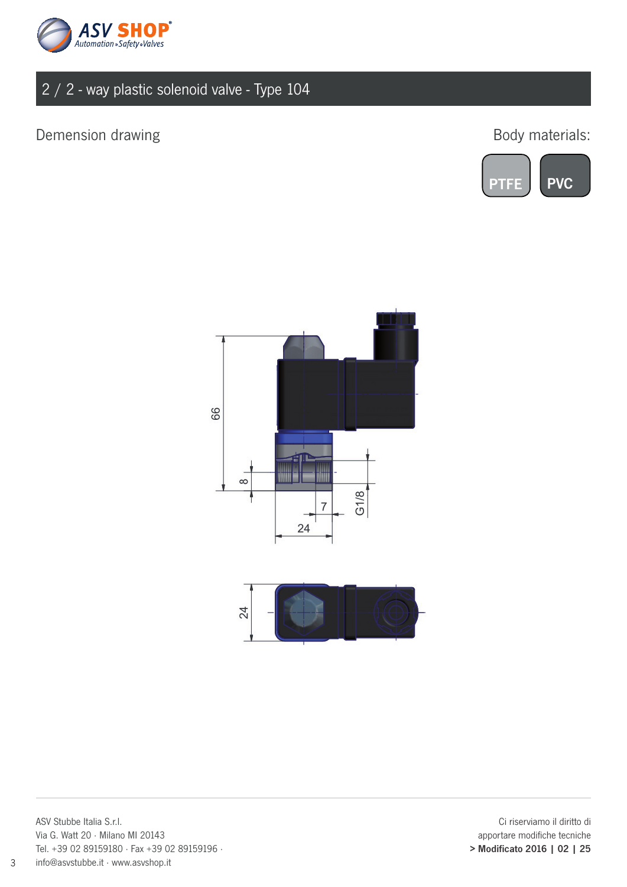## 2 / 2 - way plastic solenoid valve - Type 104

Demension drawing

Body materials:

PTFE | PVC

ASV Stubbe Italia S.r.l.
Via G. Watt 20 · Milano MI 20143
Tel. +39 02 89159180 · Fax +39 02 89159196 ·
info@asvstubbe.it · www.asvshop.it

Ci riserviamo il diritto di
apportare modifiche tecniche
**> Modificato 2016 | 02 | 25**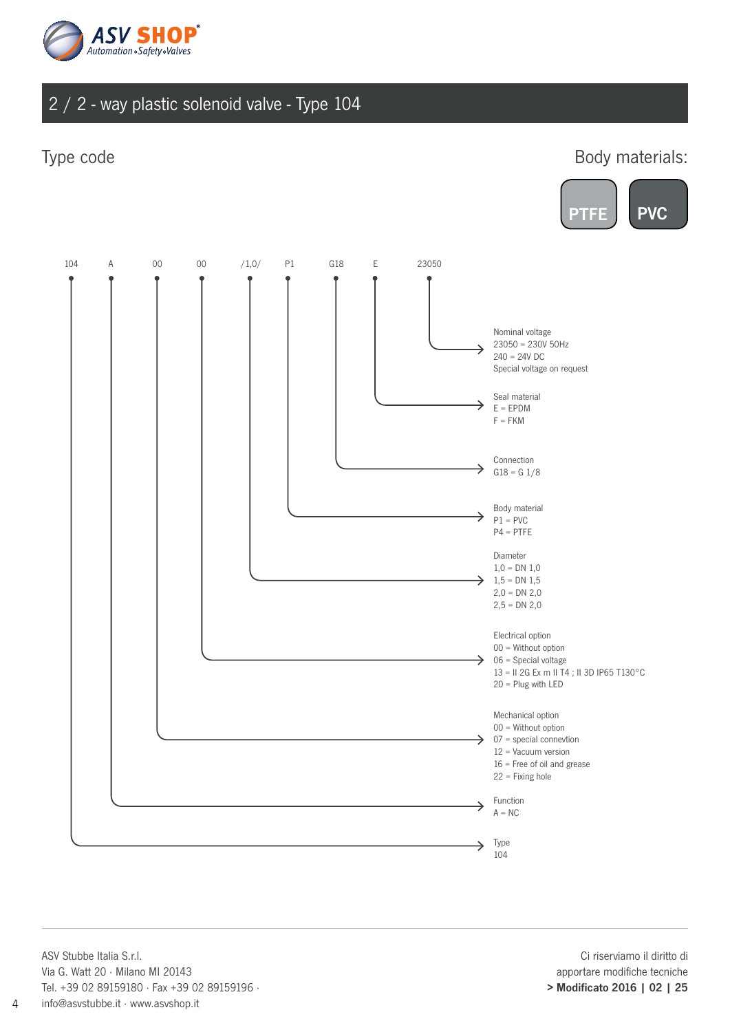## 2 / 2 - way plastic solenoid valve - Type 104

### Type code

**Body materials:** PTFE | PVC

104 A 00 00 /1,0/ P1 G18 E 23050

| Code | Field | Options |
|---|---|---|
| 23050 | Nominal voltage | 23050 = 230V 50Hz<br>240 = 24V DC<br>Special voltage on request |
| E | Seal material | E = EPDM<br>F = FKM |
| G18 | Connection | G18 = G 1/8 |
| P1 | Body material | P1 = PVC<br>P4 = PTFE |
| /1,0/ | Diameter | 1,0 = DN 1,0<br>1,5 = DN 1,5<br>2,0 = DN 2,0<br>2,5 = DN 2,0 |
| 00 | Electrical option | 00 = Without option<br>06 = Special voltage<br>13 = II 2G Ex m II T4 ; II 3D IP65 T130°C<br>20 = Plug with LED |
| 00 | Mechanical option | 00 = Without option<br>07 = special connevtion<br>12 = Vacuum version<br>16 = Free of oil and grease<br>22 = Fixing hole |
| A | Function | A = NC |
| 104 | Type | 104 |

ASV Stubbe Italia S.r.l.
Via G. Watt 20 · Milano MI 20143
Tel. +39 02 89159180 · Fax +39 02 89159196 ·
info@asvstubbe.it · www.asvshop.it

Ci riserviamo il diritto di apportare modifiche tecniche
**> Modificato 2016 | 02 | 25**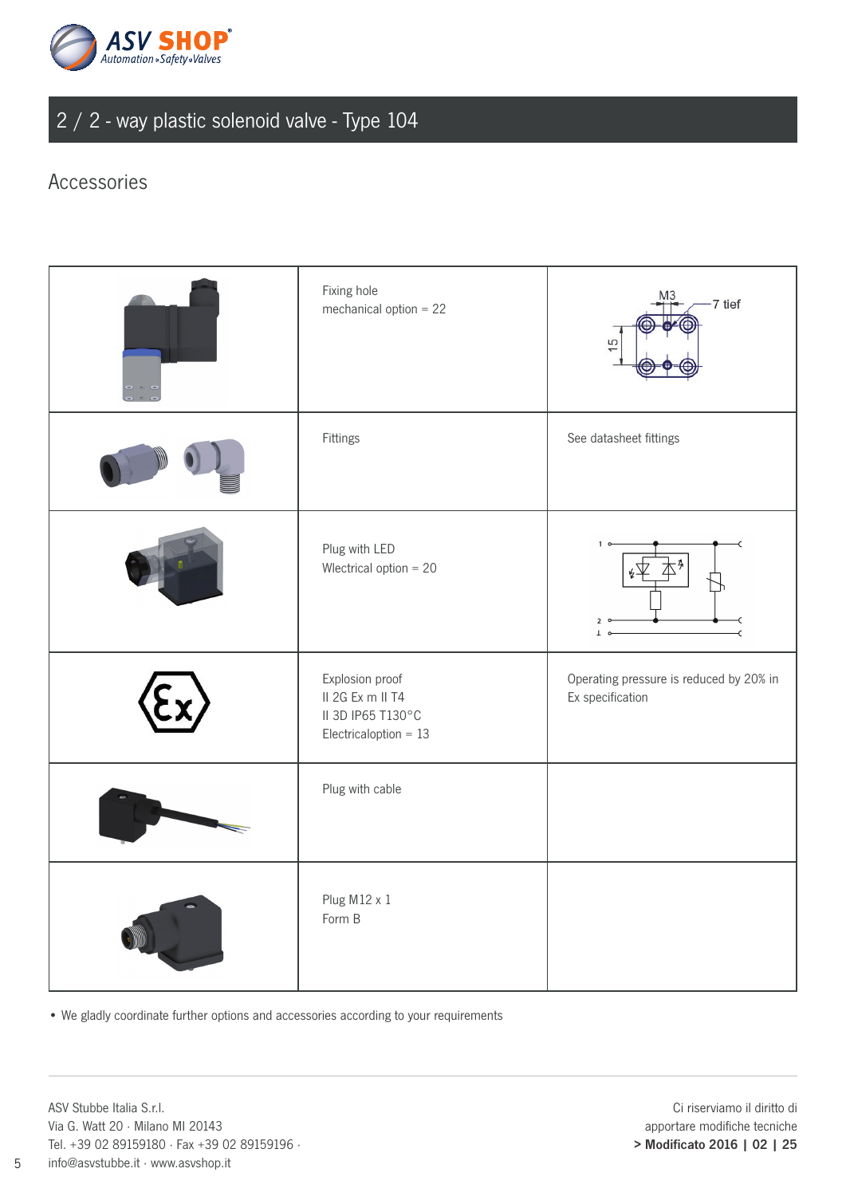## 2 / 2 - way plastic solenoid valve - Type 104

### Accessories

| | | |
|---|---|---|
| | Fixing hole<br>mechanical option = 22 | M3<br>7 tief<br>15 |
| | Fittings | See datasheet fittings |
| | Plug with LED<br>Wlectrical option = 20 | 1<br>2 |
| | Explosion proof<br>II 2G Ex m II T4<br>II 3D IP65 T130°C<br>Electricaloption = 13 | Operating pressure is reduced by 20% in Ex specification |
| | Plug with cable | |
| | Plug M12 x 1<br>Form B | |

- We gladly coordinate further options and accessories according to your requirements

ASV Stubbe Italia S.r.l.
Via G. Watt 20 · Milano MI 20143
Tel. +39 02 89159180 · Fax +39 02 89159196 ·
info@asvstubbe.it · www.asvshop.it

Ci riserviamo il diritto di
apportare modifiche tecniche
**> Modificato 2016 | 02 | 25**